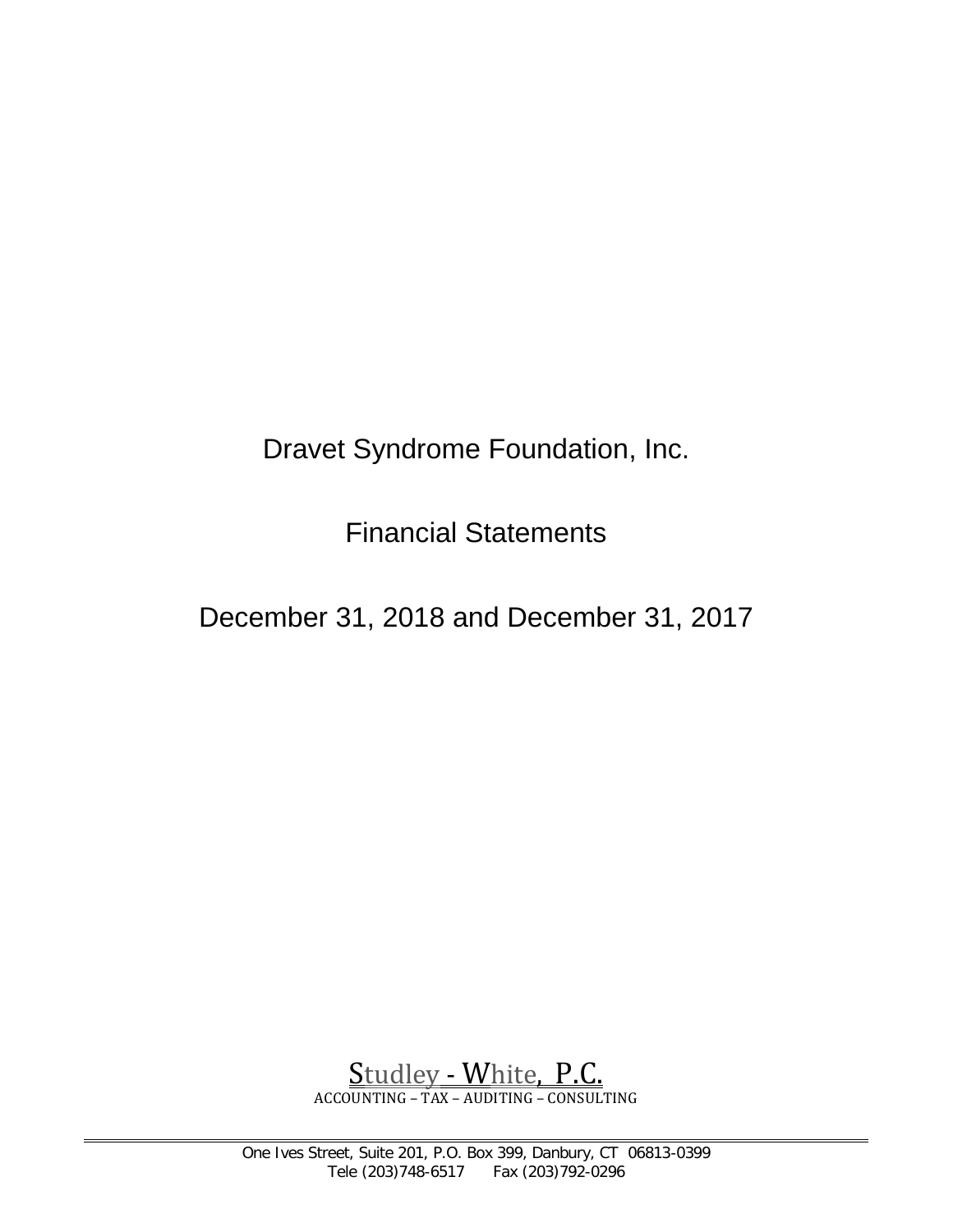# Dravet Syndrome Foundation, Inc.

## Financial Statements

## December 31, 2018 and December 31, 2017

Studley - White, P.C.
ACCOUNTING – TAX – AUDITING – CONSULTING

One Ives Street, Suite 201, P.O. Box 399, Danbury, CT 06813-0399
Tele (203)748-6517 Fax (203)792-0296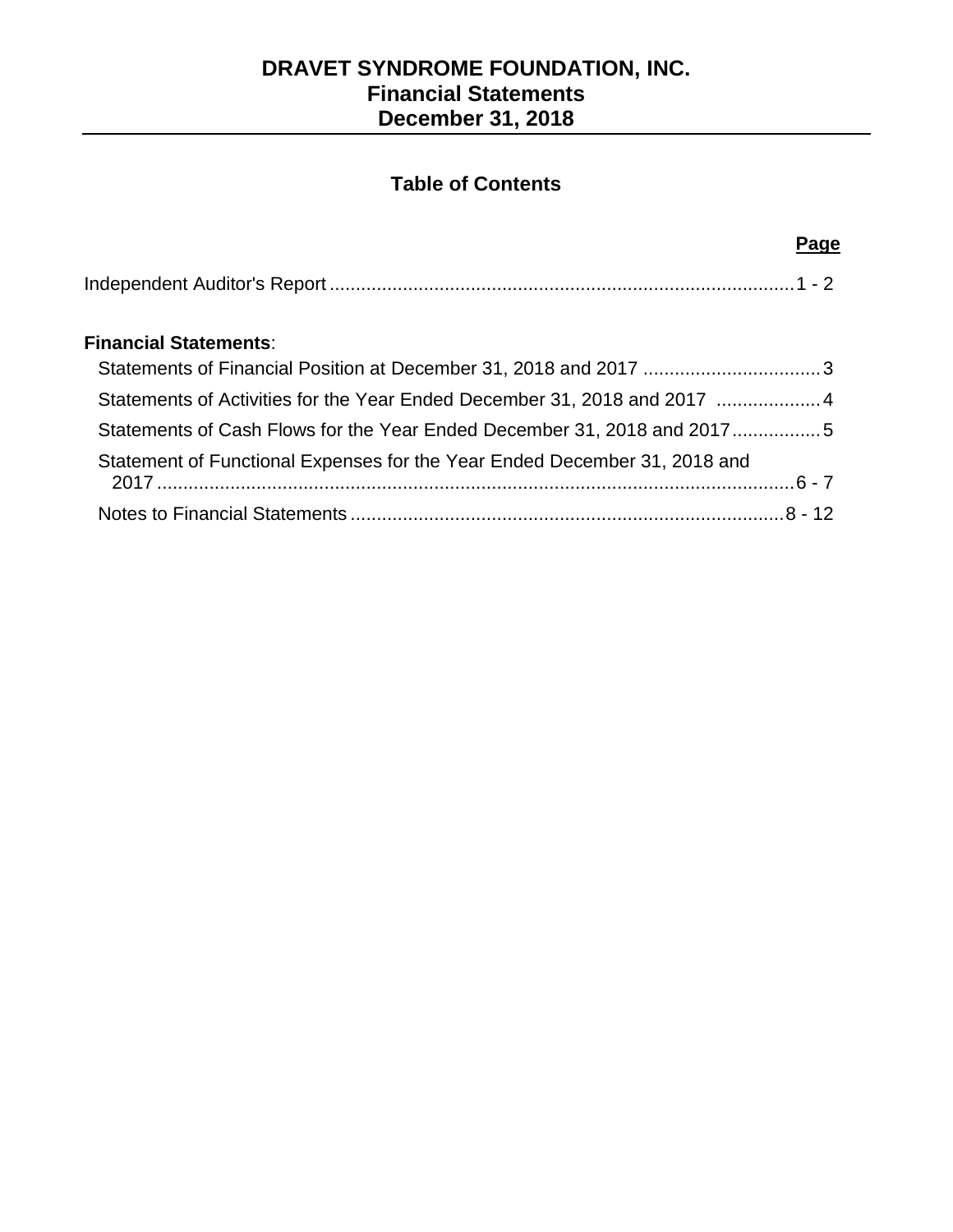# DRAVET SYNDROME FOUNDATION, INC.
## Financial Statements
## December 31, 2018

### Table of Contents

| | Page |
|---|---|
| Independent Auditor's Report | 1 - 2 |
| **Financial Statements**: | |
| Statements of Financial Position at December 31, 2018 and 2017 | 3 |
| Statements of Activities for the Year Ended December 31, 2018 and 2017 | 4 |
| Statements of Cash Flows for the Year Ended December 31, 2018 and 2017 | 5 |
| Statement of Functional Expenses for the Year Ended December 31, 2018 and 2017 | 6 - 7 |
| Notes to Financial Statements | 8 - 12 |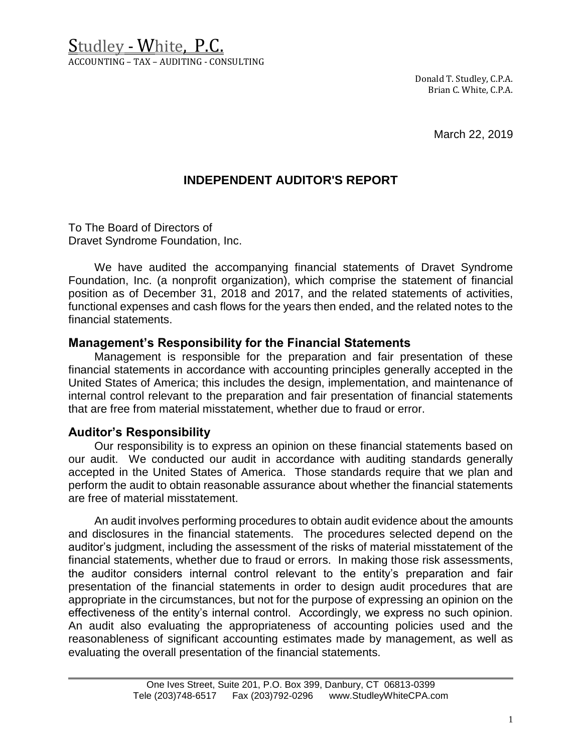Studley - White, P.C.

ACCOUNTING – TAX – AUDITING - CONSULTING

Donald T. Studley, C.P.A.
Brian C. White, C.P.A.

March 22, 2019

# INDEPENDENT AUDITOR'S REPORT

To The Board of Directors of
Dravet Syndrome Foundation, Inc.

We have audited the accompanying financial statements of Dravet Syndrome Foundation, Inc. (a nonprofit organization), which comprise the statement of financial position as of December 31, 2018 and 2017, and the related statements of activities, functional expenses and cash flows for the years then ended, and the related notes to the financial statements.

## Management's Responsibility for the Financial Statements

Management is responsible for the preparation and fair presentation of these financial statements in accordance with accounting principles generally accepted in the United States of America; this includes the design, implementation, and maintenance of internal control relevant to the preparation and fair presentation of financial statements that are free from material misstatement, whether due to fraud or error.

## Auditor's Responsibility

Our responsibility is to express an opinion on these financial statements based on our audit. We conducted our audit in accordance with auditing standards generally accepted in the United States of America. Those standards require that we plan and perform the audit to obtain reasonable assurance about whether the financial statements are free of material misstatement.

An audit involves performing procedures to obtain audit evidence about the amounts and disclosures in the financial statements. The procedures selected depend on the auditor's judgment, including the assessment of the risks of material misstatement of the financial statements, whether due to fraud or errors. In making those risk assessments, the auditor considers internal control relevant to the entity's preparation and fair presentation of the financial statements in order to design audit procedures that are appropriate in the circumstances, but not for the purpose of expressing an opinion on the effectiveness of the entity's internal control. Accordingly, we express no such opinion. An audit also evaluating the appropriateness of accounting policies used and the reasonableness of significant accounting estimates made by management, as well as evaluating the overall presentation of the financial statements.

One Ives Street, Suite 201, P.O. Box 399, Danbury, CT 06813-0399
Tele (203)748-6517 Fax (203)792-0296 www.StudleyWhiteCPA.com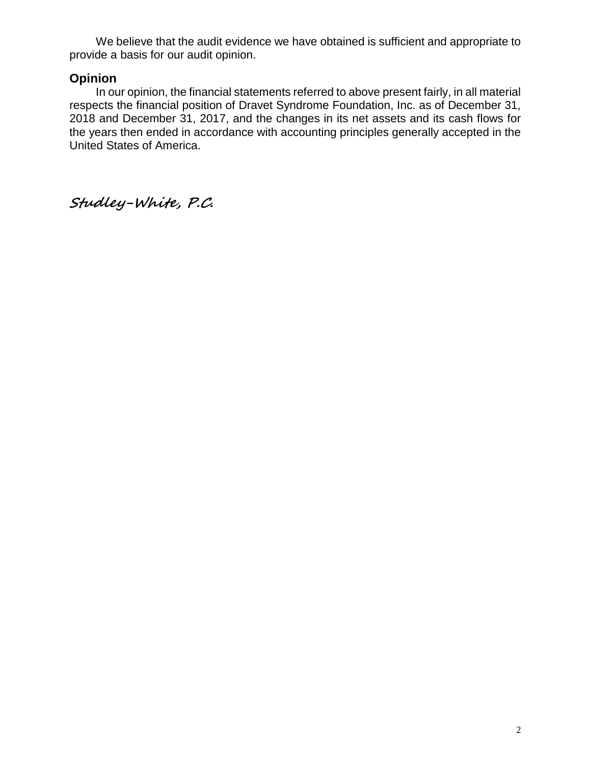We believe that the audit evidence we have obtained is sufficient and appropriate to provide a basis for our audit opinion.

## Opinion

In our opinion, the financial statements referred to above present fairly, in all material respects the financial position of Dravet Syndrome Foundation, Inc. as of December 31, 2018 and December 31, 2017, and the changes in its net assets and its cash flows for the years then ended in accordance with accounting principles generally accepted in the United States of America.

*Studley-White, P.C.*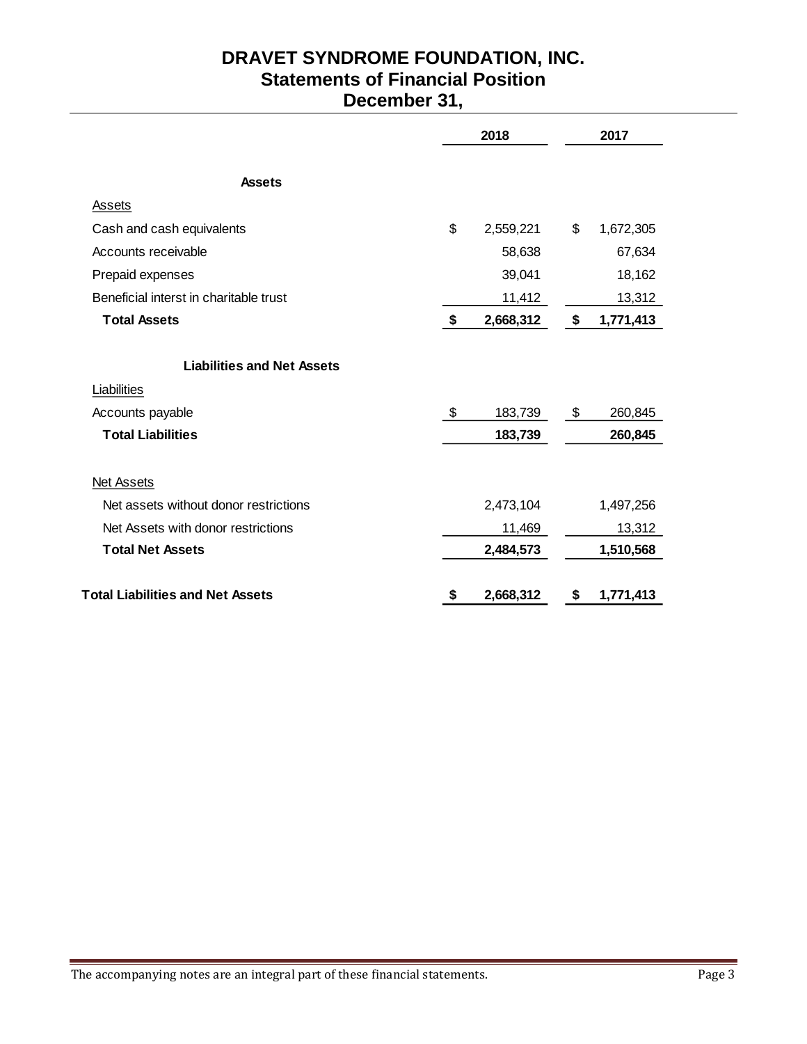# DRAVET SYNDROME FOUNDATION, INC.
## Statements of Financial Position
## December 31,

| | 2018 | 2017 |
|---|---|---|
| **Assets** | | |
| Assets | | |
| Cash and cash equivalents | $ 2,559,221 | $ 1,672,305 |
| Accounts receivable | 58,638 | 67,634 |
| Prepaid expenses | 39,041 | 18,162 |
| Beneficial interst in charitable trust | 11,412 | 13,312 |
| **Total Assets** | **$ 2,668,312** | **$ 1,771,413** |
| **Liabilities and Net Assets** | | |
| Liabilities | | |
| Accounts payable | $ 183,739 | $ 260,845 |
| **Total Liabilities** | **183,739** | **260,845** |
| Net Assets | | |
| Net assets without donor restrictions | 2,473,104 | 1,497,256 |
| Net Assets with donor restrictions | 11,469 | 13,312 |
| **Total Net Assets** | **2,484,573** | **1,510,568** |
| **Total Liabilities and Net Assets** | **$ 2,668,312** | **$ 1,771,413** |

The accompanying notes are an integral part of these financial statements.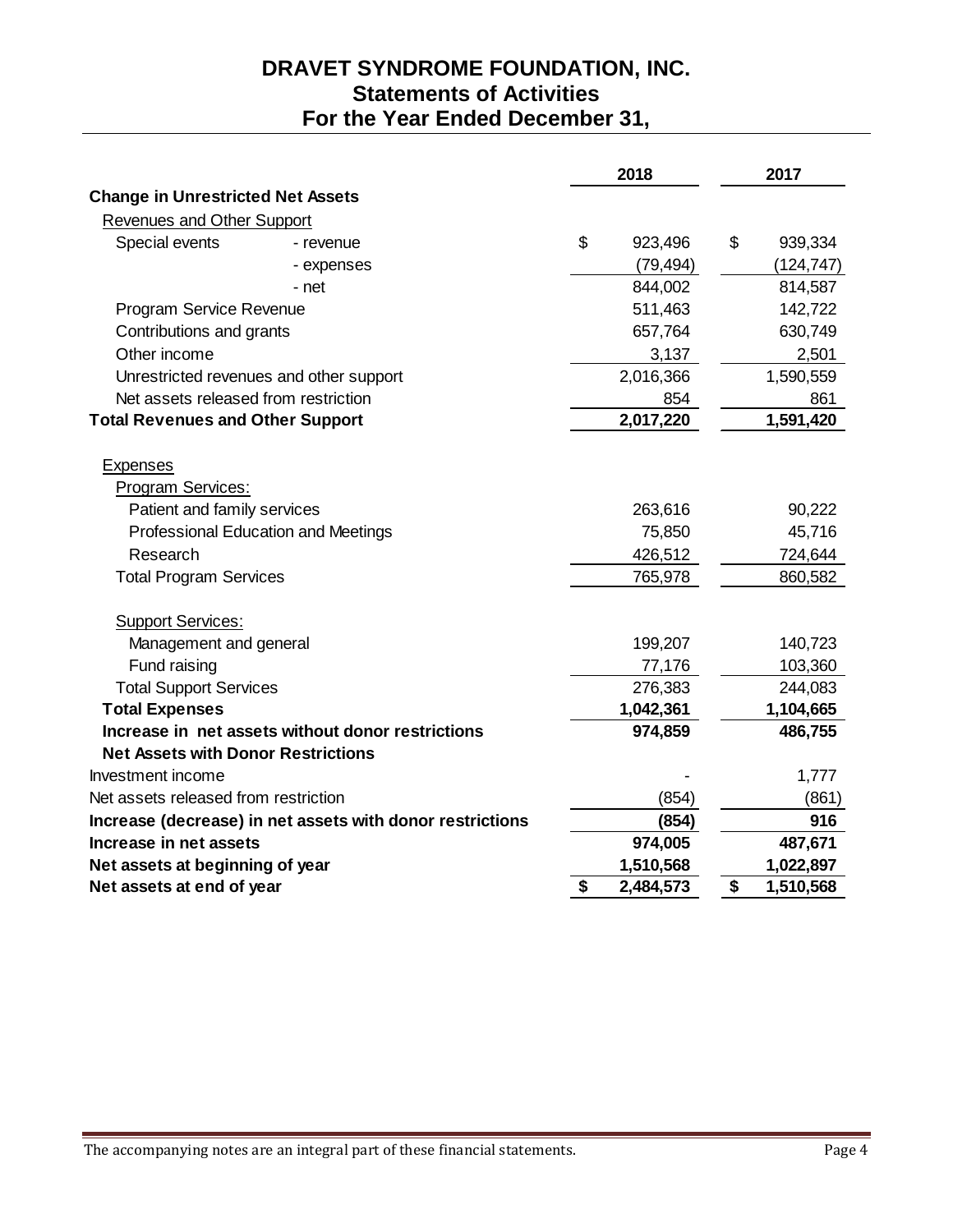# DRAVET SYNDROME FOUNDATION, INC.
## Statements of Activities
## For the Year Ended December 31,

| | | 2018 | 2017 |
|---|---|---|---|
| **Change in Unrestricted Net Assets** | | | |
| Revenues and Other Support | | | |
| Special events | - revenue | $ 923,496 | $ 939,334 |
| | - expenses | (79,494) | (124,747) |
| | - net | 844,002 | 814,587 |
| Program Service Revenue | | 511,463 | 142,722 |
| Contributions and grants | | 657,764 | 630,749 |
| Other income | | 3,137 | 2,501 |
| Unrestricted revenues and other support | | 2,016,366 | 1,590,559 |
| Net assets released from restriction | | 854 | 861 |
| **Total Revenues and Other Support** | | **2,017,220** | **1,591,420** |
| | | | |
| Expenses | | | |
| Program Services: | | | |
| Patient and family services | | 263,616 | 90,222 |
| Professional Education and Meetings | | 75,850 | 45,716 |
| Research | | 426,512 | 724,644 |
| Total Program Services | | 765,978 | 860,582 |
| | | | |
| Support Services: | | | |
| Management and general | | 199,207 | 140,723 |
| Fund raising | | 77,176 | 103,360 |
| Total Support Services | | 276,383 | 244,083 |
| **Total Expenses** | | **1,042,361** | **1,104,665** |
| **Increase in net assets without donor restrictions** | | **974,859** | **486,755** |
| **Net Assets with Donor Restrictions** | | | |
| Investment income | | - | 1,777 |
| Net assets released from restriction | | (854) | (861) |
| **Increase (decrease) in net assets with donor restrictions** | | **(854)** | **916** |
| **Increase in net assets** | | **974,005** | **487,671** |
| **Net assets at beginning of year** | | **1,510,568** | **1,022,897** |
| **Net assets at end of year** | | **$ 2,484,573** | **$ 1,510,568** |

The accompanying notes are an integral part of these financial statements.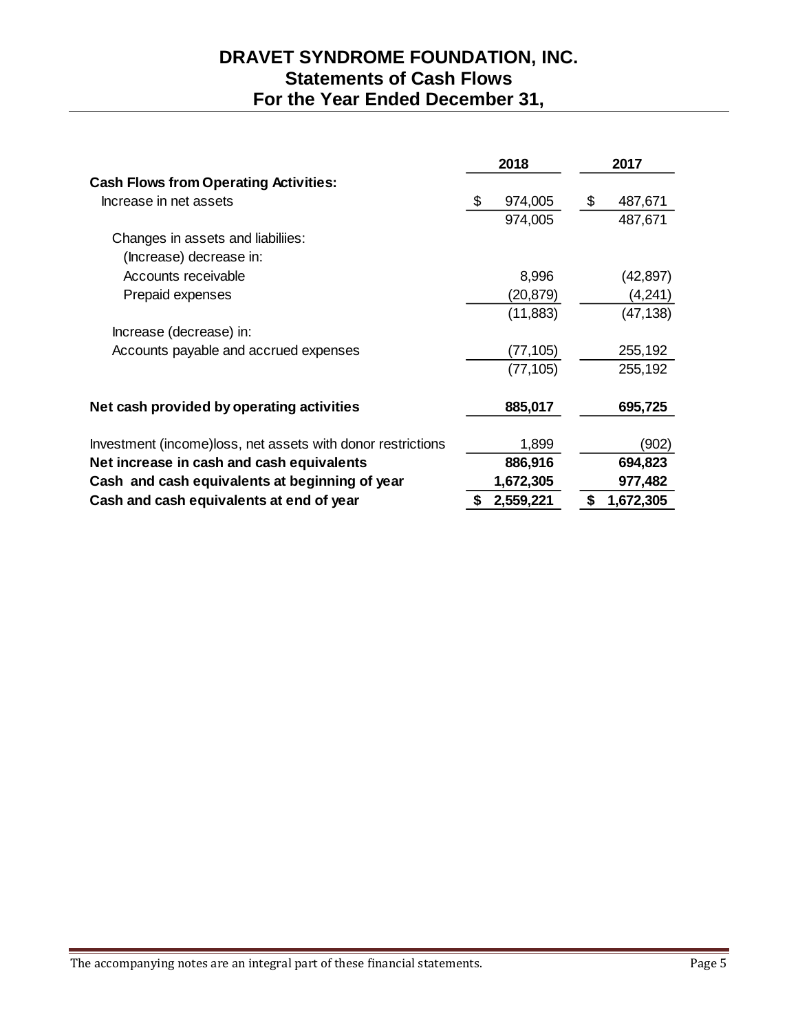# DRAVET SYNDROME FOUNDATION, INC.
## Statements of Cash Flows
## For the Year Ended December 31,

| | 2018 | 2017 |
|---|---|---|
| **Cash Flows from Operating Activities:** | | |
| Increase in net assets | $ 974,005 | $ 487,671 |
| | 974,005 | 487,671 |
| Changes in assets and liabiliies: | | |
| (Increase) decrease in: | | |
| Accounts receivable | 8,996 | (42,897) |
| Prepaid expenses | (20,879) | (4,241) |
| | (11,883) | (47,138) |
| Increase (decrease) in: | | |
| Accounts payable and accrued expenses | (77,105) | 255,192 |
| | (77,105) | 255,192 |
| **Net cash provided by operating activities** | **885,017** | **695,725** |
| Investment (income)loss, net assets with donor restrictions | 1,899 | (902) |
| **Net increase in cash and cash equivalents** | **886,916** | **694,823** |
| **Cash and cash equivalents at beginning of year** | **1,672,305** | **977,482** |
| **Cash and cash equivalents at end of year** | **$ 2,559,221** | **$ 1,672,305** |

The accompanying notes are an integral part of these financial statements.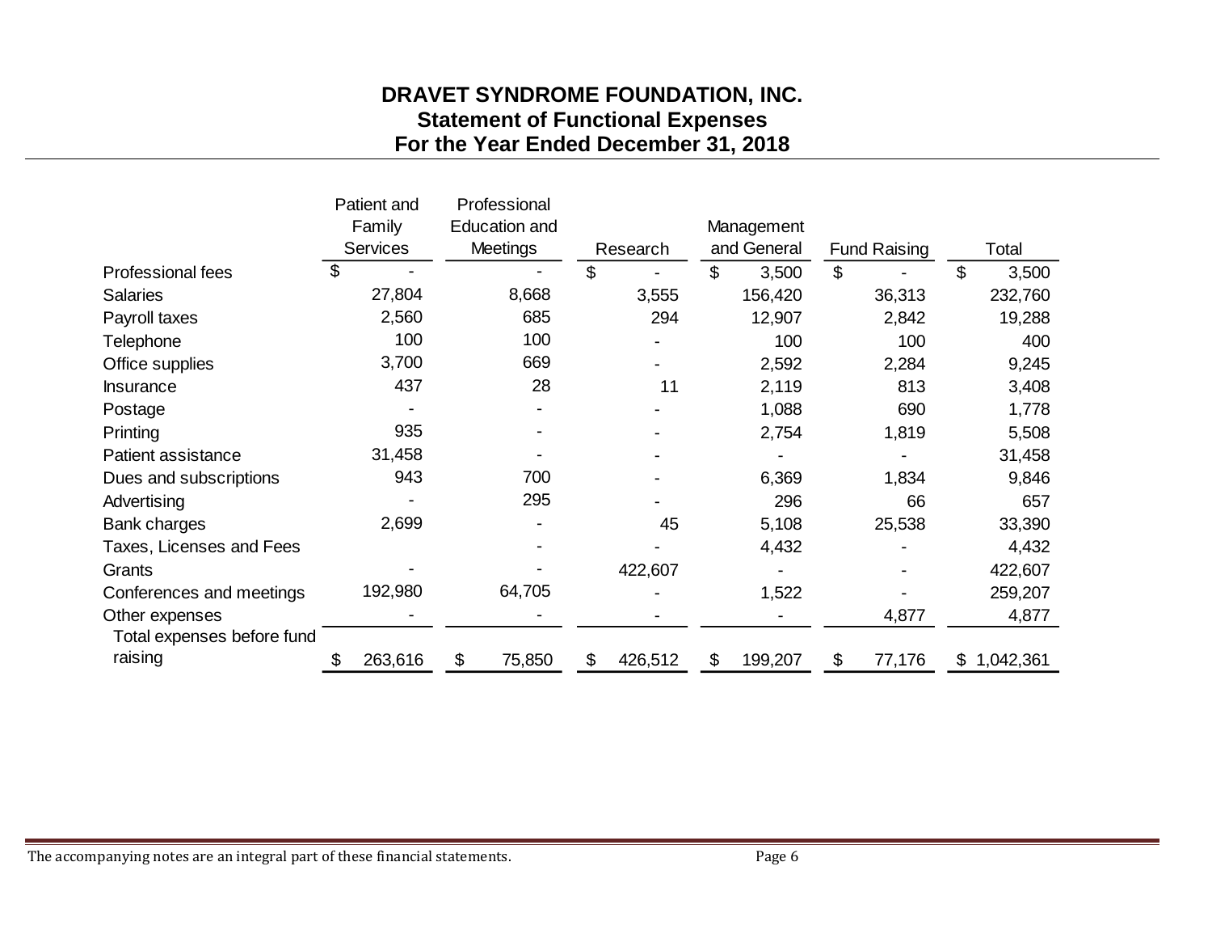# DRAVET SYNDROME FOUNDATION, INC.
## Statement of Functional Expenses
## For the Year Ended December 31, 2018

| | Patient and Family Services | Professional Education and Meetings | Research | Management and General | Fund Raising | Total |
|---|---|---|---|---|---|---|
| Professional fees | $ - | - | $ - | $ 3,500 | $ - | $ 3,500 |
| Salaries | 27,804 | 8,668 | 3,555 | 156,420 | 36,313 | 232,760 |
| Payroll taxes | 2,560 | 685 | 294 | 12,907 | 2,842 | 19,288 |
| Telephone | 100 | 100 | - | 100 | 100 | 400 |
| Office supplies | 3,700 | 669 | - | 2,592 | 2,284 | 9,245 |
| Insurance | 437 | 28 | 11 | 2,119 | 813 | 3,408 |
| Postage | - | - | - | 1,088 | 690 | 1,778 |
| Printing | 935 | - | - | 2,754 | 1,819 | 5,508 |
| Patient assistance | 31,458 | - | - | - | - | 31,458 |
| Dues and subscriptions | 943 | 700 | - | 6,369 | 1,834 | 9,846 |
| Advertising | - | 295 | - | 296 | 66 | 657 |
| Bank charges | 2,699 | - | 45 | 5,108 | 25,538 | 33,390 |
| Taxes, Licenses and Fees | | - | - | 4,432 | - | 4,432 |
| Grants | - | - | 422,607 | - | - | 422,607 |
| Conferences and meetings | 192,980 | 64,705 | - | 1,522 | - | 259,207 |
| Other expenses | - | - | - | - | 4,877 | 4,877 |
| Total expenses before fund raising | $ 263,616 | $ 75,850 | $ 426,512 | $ 199,207 | $ 77,176 | $ 1,042,361 |

The accompanying notes are an integral part of these financial statements.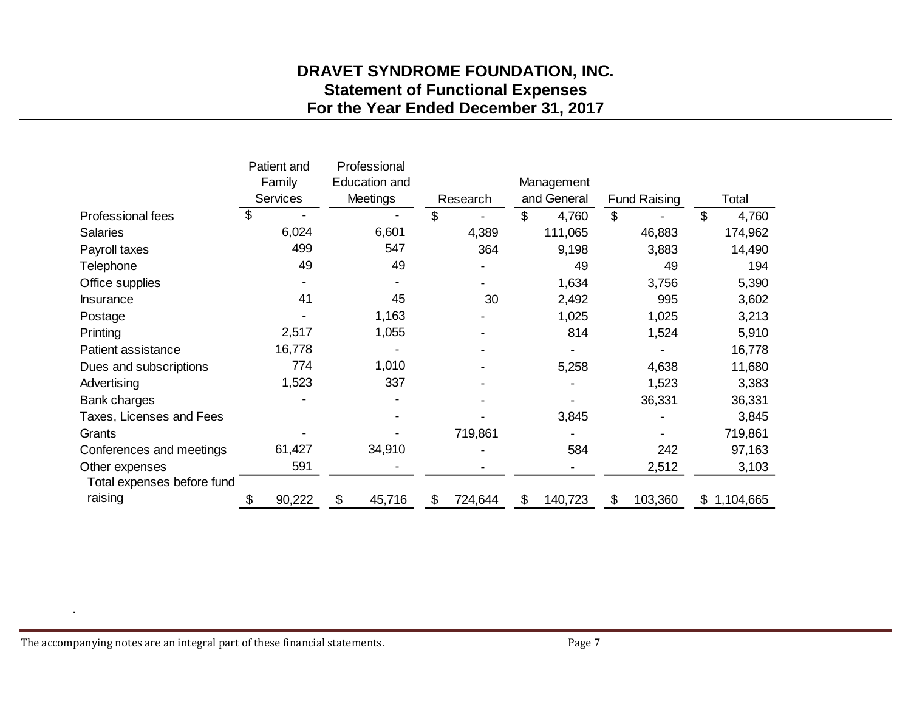# DRAVET SYNDROME FOUNDATION, INC.
## Statement of Functional Expenses
## For the Year Ended December 31, 2017

| | Patient and Family Services | Professional Education and Meetings | Research | Management and General | Fund Raising | Total |
|---|---|---|---|---|---|---|
| Professional fees | $ - | - | $ - | $ 4,760 | $ - | $ 4,760 |
| Salaries | 6,024 | 6,601 | 4,389 | 111,065 | 46,883 | 174,962 |
| Payroll taxes | 499 | 547 | 364 | 9,198 | 3,883 | 14,490 |
| Telephone | 49 | 49 | - | 49 | 49 | 194 |
| Office supplies | - | - | - | 1,634 | 3,756 | 5,390 |
| Insurance | 41 | 45 | 30 | 2,492 | 995 | 3,602 |
| Postage | - | 1,163 | - | 1,025 | 1,025 | 3,213 |
| Printing | 2,517 | 1,055 | - | 814 | 1,524 | 5,910 |
| Patient assistance | 16,778 | - | - | - | - | 16,778 |
| Dues and subscriptions | 774 | 1,010 | - | 5,258 | 4,638 | 11,680 |
| Advertising | 1,523 | 337 | - | - | 1,523 | 3,383 |
| Bank charges | - | - | - | - | 36,331 | 36,331 |
| Taxes, Licenses and Fees | | - | - | 3,845 | - | 3,845 |
| Grants | - | - | 719,861 | - | - | 719,861 |
| Conferences and meetings | 61,427 | 34,910 | - | 584 | 242 | 97,163 |
| Other expenses | 591 | - | - | - | 2,512 | 3,103 |
| Total expenses before fund raising | $ 90,222 | $ 45,716 | $ 724,644 | $ 140,723 | $ 103,360 | $ 1,104,665 |

The accompanying notes are an integral part of these financial statements.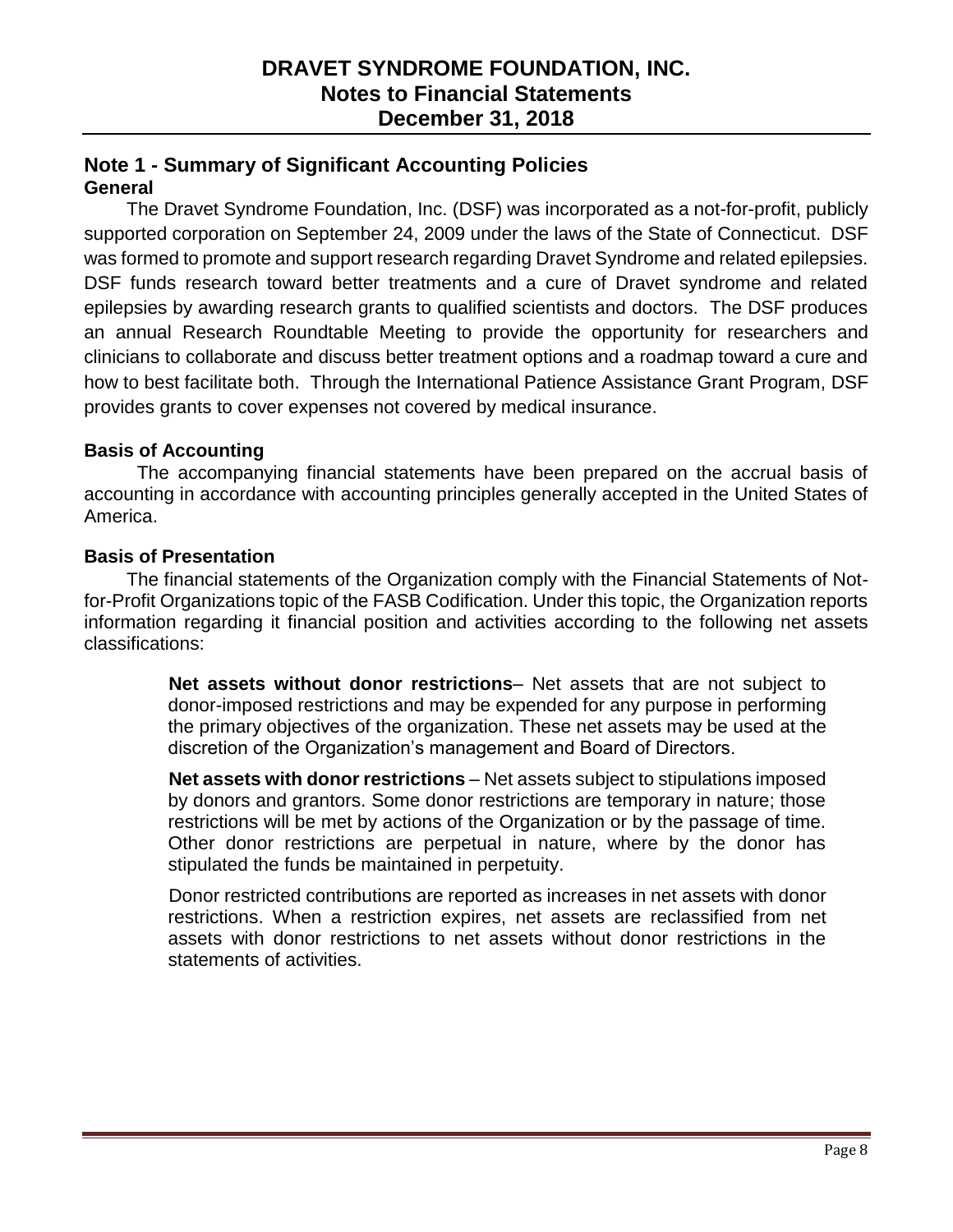# DRAVET SYNDROME FOUNDATION, INC.
## Notes to Financial Statements
## December 31, 2018

## Note 1 - Summary of Significant Accounting Policies

### General

The Dravet Syndrome Foundation, Inc. (DSF) was incorporated as a not-for-profit, publicly supported corporation on September 24, 2009 under the laws of the State of Connecticut. DSF was formed to promote and support research regarding Dravet Syndrome and related epilepsies. DSF funds research toward better treatments and a cure of Dravet syndrome and related epilepsies by awarding research grants to qualified scientists and doctors. The DSF produces an annual Research Roundtable Meeting to provide the opportunity for researchers and clinicians to collaborate and discuss better treatment options and a roadmap toward a cure and how to best facilitate both. Through the International Patience Assistance Grant Program, DSF provides grants to cover expenses not covered by medical insurance.

### Basis of Accounting

The accompanying financial statements have been prepared on the accrual basis of accounting in accordance with accounting principles generally accepted in the United States of America.

### Basis of Presentation

The financial statements of the Organization comply with the Financial Statements of Not-for-Profit Organizations topic of the FASB Codification. Under this topic, the Organization reports information regarding it financial position and activities according to the following net assets classifications:

**Net assets without donor restrictions**– Net assets that are not subject to donor-imposed restrictions and may be expended for any purpose in performing the primary objectives of the organization. These net assets may be used at the discretion of the Organization's management and Board of Directors.

**Net assets with donor restrictions** – Net assets subject to stipulations imposed by donors and grantors. Some donor restrictions are temporary in nature; those restrictions will be met by actions of the Organization or by the passage of time. Other donor restrictions are perpetual in nature, where by the donor has stipulated the funds be maintained in perpetuity.

Donor restricted contributions are reported as increases in net assets with donor restrictions. When a restriction expires, net assets are reclassified from net assets with donor restrictions to net assets without donor restrictions in the statements of activities.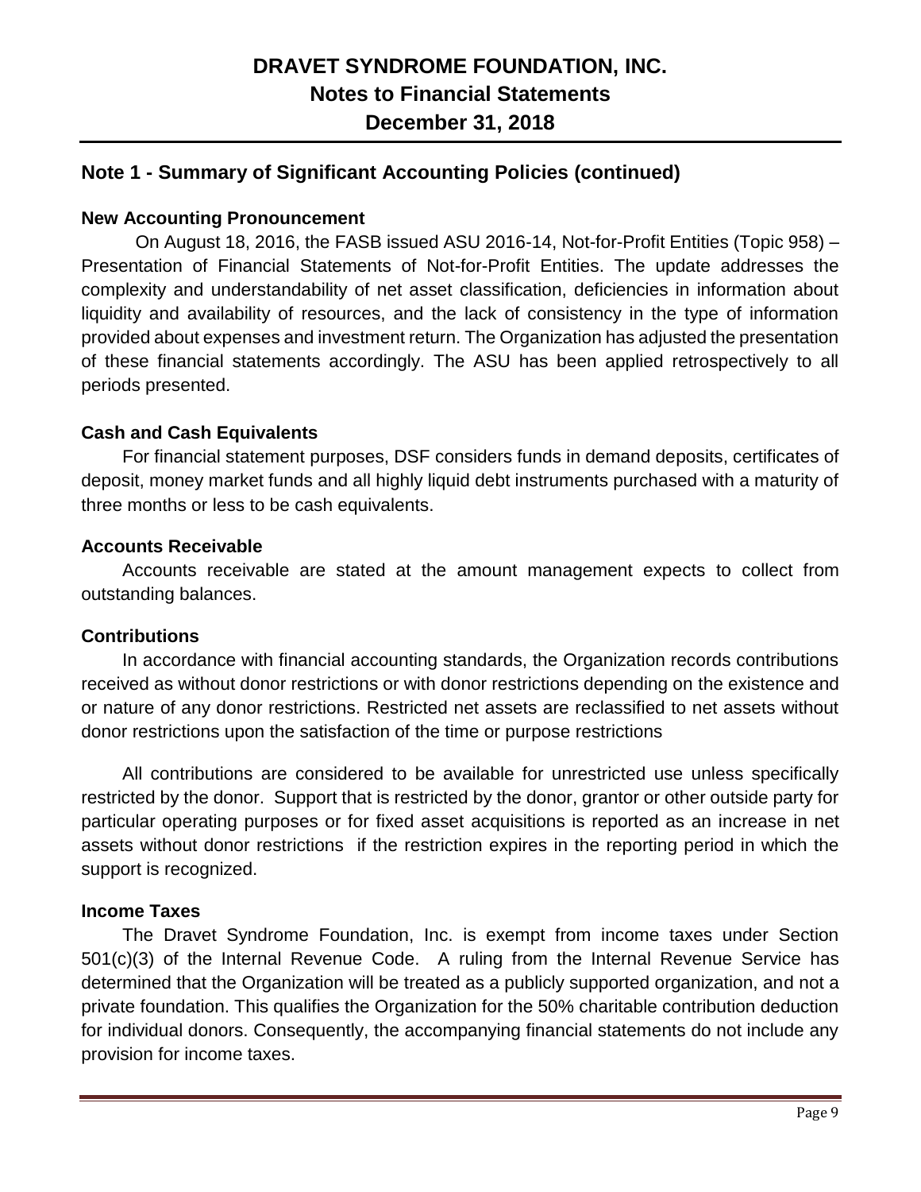## Note 1 - Summary of Significant Accounting Policies (continued)

### New Accounting Pronouncement

On August 18, 2016, the FASB issued ASU 2016-14, Not-for-Profit Entities (Topic 958) – Presentation of Financial Statements of Not-for-Profit Entities. The update addresses the complexity and understandability of net asset classification, deficiencies in information about liquidity and availability of resources, and the lack of consistency in the type of information provided about expenses and investment return. The Organization has adjusted the presentation of these financial statements accordingly. The ASU has been applied retrospectively to all periods presented.

### Cash and Cash Equivalents

For financial statement purposes, DSF considers funds in demand deposits, certificates of deposit, money market funds and all highly liquid debt instruments purchased with a maturity of three months or less to be cash equivalents.

### Accounts Receivable

Accounts receivable are stated at the amount management expects to collect from outstanding balances.

### Contributions

In accordance with financial accounting standards, the Organization records contributions received as without donor restrictions or with donor restrictions depending on the existence and or nature of any donor restrictions. Restricted net assets are reclassified to net assets without donor restrictions upon the satisfaction of the time or purpose restrictions

All contributions are considered to be available for unrestricted use unless specifically restricted by the donor. Support that is restricted by the donor, grantor or other outside party for particular operating purposes or for fixed asset acquisitions is reported as an increase in net assets without donor restrictions if the restriction expires in the reporting period in which the support is recognized.

### Income Taxes

The Dravet Syndrome Foundation, Inc. is exempt from income taxes under Section 501(c)(3) of the Internal Revenue Code. A ruling from the Internal Revenue Service has determined that the Organization will be treated as a publicly supported organization, and not a private foundation. This qualifies the Organization for the 50% charitable contribution deduction for individual donors. Consequently, the accompanying financial statements do not include any provision for income taxes.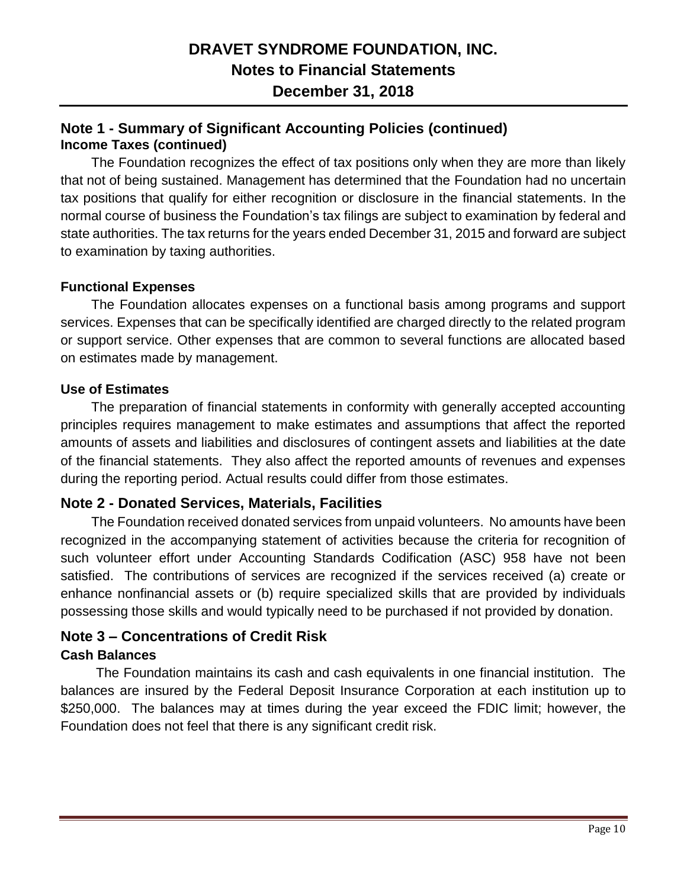# DRAVET SYNDROME FOUNDATION, INC.
## Notes to Financial Statements
## December 31, 2018

## Note 1 - Summary of Significant Accounting Policies (continued)

### Income Taxes (continued)

The Foundation recognizes the effect of tax positions only when they are more than likely that not of being sustained. Management has determined that the Foundation had no uncertain tax positions that qualify for either recognition or disclosure in the financial statements. In the normal course of business the Foundation's tax filings are subject to examination by federal and state authorities. The tax returns for the years ended December 31, 2015 and forward are subject to examination by taxing authorities.

### Functional Expenses

The Foundation allocates expenses on a functional basis among programs and support services. Expenses that can be specifically identified are charged directly to the related program or support service. Other expenses that are common to several functions are allocated based on estimates made by management.

### Use of Estimates

The preparation of financial statements in conformity with generally accepted accounting principles requires management to make estimates and assumptions that affect the reported amounts of assets and liabilities and disclosures of contingent assets and liabilities at the date of the financial statements. They also affect the reported amounts of revenues and expenses during the reporting period. Actual results could differ from those estimates.

## Note 2 - Donated Services, Materials, Facilities

The Foundation received donated services from unpaid volunteers. No amounts have been recognized in the accompanying statement of activities because the criteria for recognition of such volunteer effort under Accounting Standards Codification (ASC) 958 have not been satisfied. The contributions of services are recognized if the services received (a) create or enhance nonfinancial assets or (b) require specialized skills that are provided by individuals possessing those skills and would typically need to be purchased if not provided by donation.

## Note 3 – Concentrations of Credit Risk

### Cash Balances

The Foundation maintains its cash and cash equivalents in one financial institution. The balances are insured by the Federal Deposit Insurance Corporation at each institution up to $250,000. The balances may at times during the year exceed the FDIC limit; however, the Foundation does not feel that there is any significant credit risk.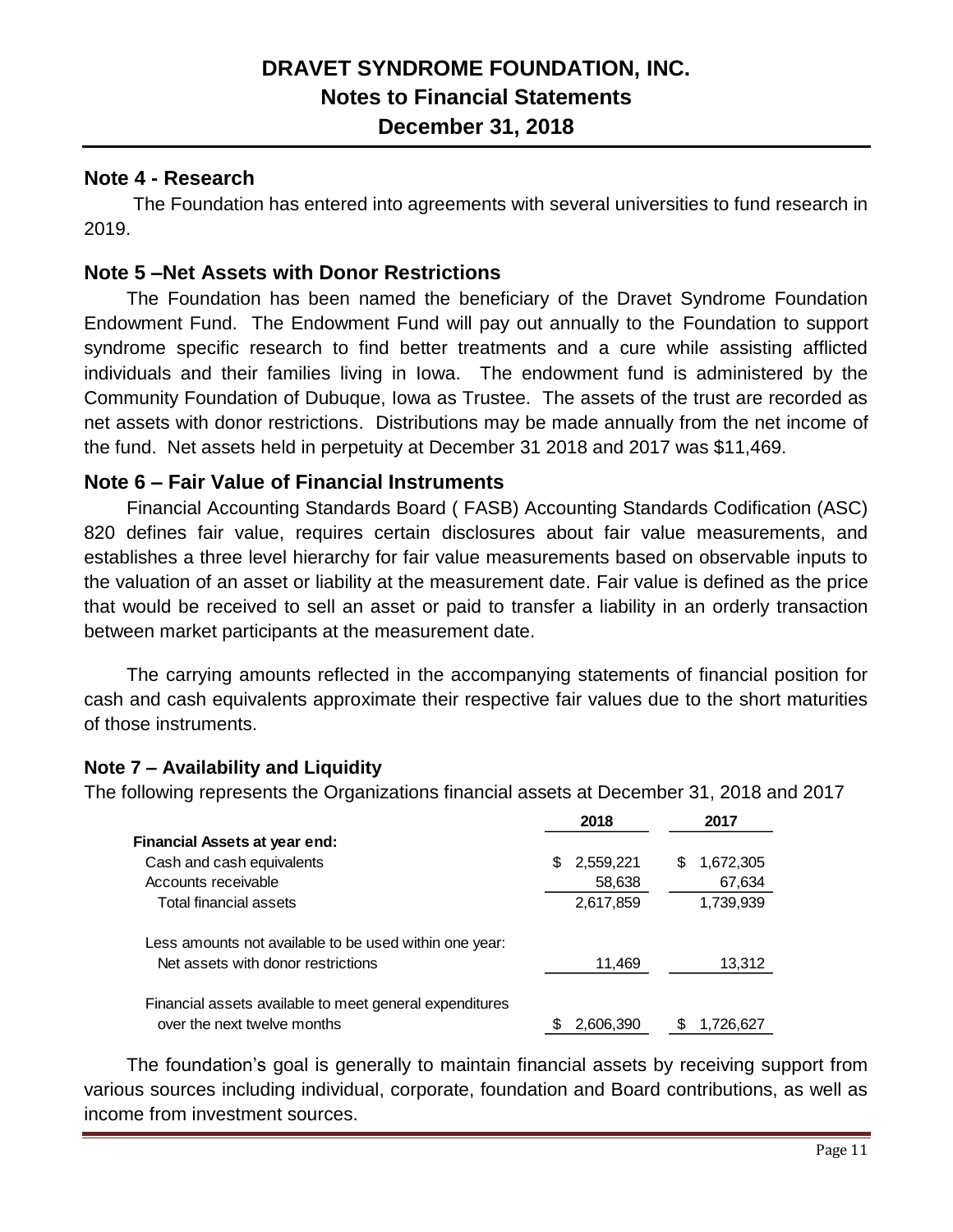# DRAVET SYNDROME FOUNDATION, INC.
## Notes to Financial Statements
## December 31, 2018

### Note 4 - Research

The Foundation has entered into agreements with several universities to fund research in 2019.

### Note 5 –Net Assets with Donor Restrictions

The Foundation has been named the beneficiary of the Dravet Syndrome Foundation Endowment Fund. The Endowment Fund will pay out annually to the Foundation to support syndrome specific research to find better treatments and a cure while assisting afflicted individuals and their families living in Iowa. The endowment fund is administered by the Community Foundation of Dubuque, Iowa as Trustee. The assets of the trust are recorded as net assets with donor restrictions. Distributions may be made annually from the net income of the fund. Net assets held in perpetuity at December 31 2018 and 2017 was $11,469.

### Note 6 – Fair Value of Financial Instruments

Financial Accounting Standards Board ( FASB) Accounting Standards Codification (ASC) 820 defines fair value, requires certain disclosures about fair value measurements, and establishes a three level hierarchy for fair value measurements based on observable inputs to the valuation of an asset or liability at the measurement date. Fair value is defined as the price that would be received to sell an asset or paid to transfer a liability in an orderly transaction between market participants at the measurement date.

The carrying amounts reflected in the accompanying statements of financial position for cash and cash equivalents approximate their respective fair values due to the short maturities of those instruments.

### Note 7 – Availability and Liquidity

The following represents the Organizations financial assets at December 31, 2018 and 2017

| | 2018 | 2017 |
|---|---|---|
| **Financial Assets at year end:** | | |
| Cash and cash equivalents | $ 2,559,221 | $ 1,672,305 |
| Accounts receivable | 58,638 | 67,634 |
| Total financial assets | 2,617,859 | 1,739,939 |
| Less amounts not available to be used within one year: | | |
| Net assets with donor restrictions | 11,469 | 13,312 |
| Financial assets available to meet general expenditures over the next twelve months | $ 2,606,390 | $ 1,726,627 |

The foundation's goal is generally to maintain financial assets by receiving support from various sources including individual, corporate, foundation and Board contributions, as well as income from investment sources.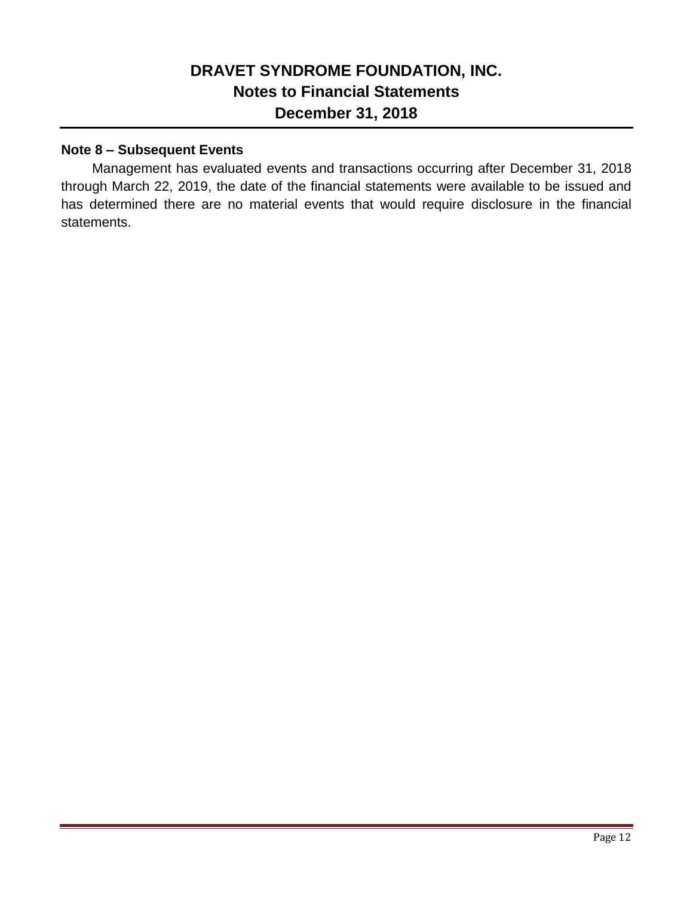# DRAVET SYNDROME FOUNDATION, INC.
## Notes to Financial Statements
## December 31, 2018

**Note 8 – Subsequent Events**

Management has evaluated events and transactions occurring after December 31, 2018 through March 22, 2019, the date of the financial statements were available to be issued and has determined there are no material events that would require disclosure in the financial statements.